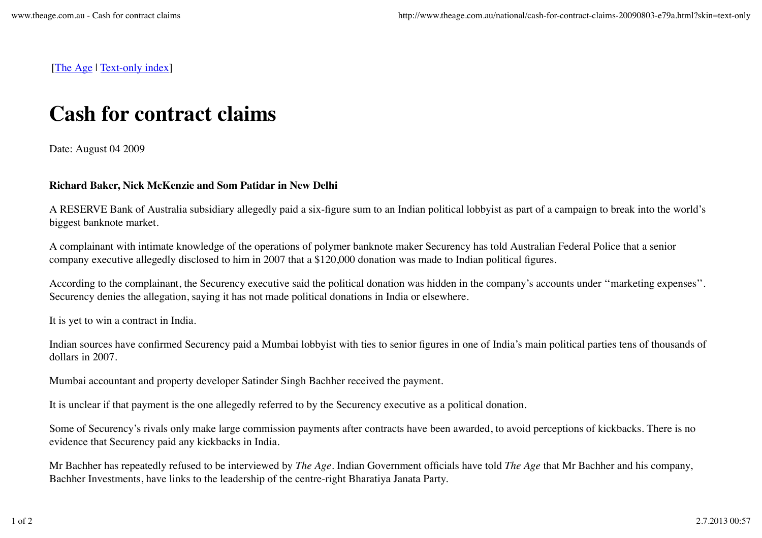[The Age | Text-only index]

# Cash for contract claims

Date: August 04 2009

**Richard Baker, Nick McKenzie and Som Patidar in New Delhi**

A RESERVE Bank of Australia subsidiary allegedly paid a six-figure sum to an Indian political lobbyist as part of a campaign to break into the world's biggest banknote market.

A complainant with intimate knowledge of the operations of polymer banknote maker Securency has told Australian Federal Police that a senior company executive allegedly disclosed to him in 2007 that a $120,000 donation was made to Indian political figures.

According to the complainant, the Securency executive said the political donation was hidden in the company's accounts under ''marketing expenses''. Securency denies the allegation, saying it has not made political donations in India or elsewhere.

It is yet to win a contract in India.

Indian sources have confirmed Securency paid a Mumbai lobbyist with ties to senior figures in one of India's main political parties tens of thousands of dollars in 2007.

Mumbai accountant and property developer Satinder Singh Bachher received the payment.

It is unclear if that payment is the one allegedly referred to by the Securency executive as a political donation.

Some of Securency's rivals only make large commission payments after contracts have been awarded, to avoid perceptions of kickbacks. There is no evidence that Securency paid any kickbacks in India.

Mr Bachher has repeatedly refused to be interviewed by *The Age*. Indian Government officials have told *The Age* that Mr Bachher and his company, Bachher Investments, have links to the leadership of the centre-right Bharatiya Janata Party.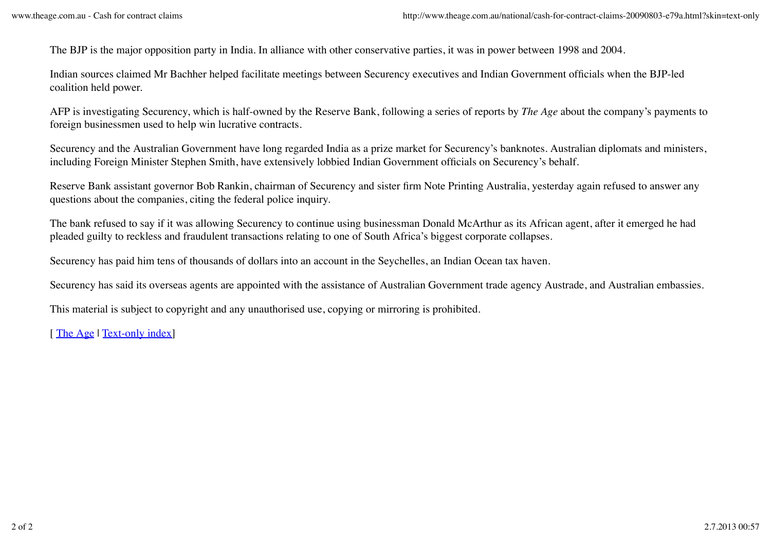The BJP is the major opposition party in India. In alliance with other conservative parties, it was in power between 1998 and 2004.

Indian sources claimed Mr Bachher helped facilitate meetings between Securency executives and Indian Government officials when the BJP-led coalition held power.

AFP is investigating Securency, which is half-owned by the Reserve Bank, following a series of reports by *The Age* about the company's payments to foreign businessmen used to help win lucrative contracts.

Securency and the Australian Government have long regarded India as a prize market for Securency's banknotes. Australian diplomats and ministers, including Foreign Minister Stephen Smith, have extensively lobbied Indian Government officials on Securency's behalf.

Reserve Bank assistant governor Bob Rankin, chairman of Securency and sister firm Note Printing Australia, yesterday again refused to answer any questions about the companies, citing the federal police inquiry.

The bank refused to say if it was allowing Securency to continue using businessman Donald McArthur as its African agent, after it emerged he had pleaded guilty to reckless and fraudulent transactions relating to one of South Africa's biggest corporate collapses.

Securency has paid him tens of thousands of dollars into an account in the Seychelles, an Indian Ocean tax haven.

Securency has said its overseas agents are appointed with the assistance of Australian Government trade agency Austrade, and Australian embassies.

This material is subject to copyright and any unauthorised use, copying or mirroring is prohibited.

[ The Age | Text-only index]